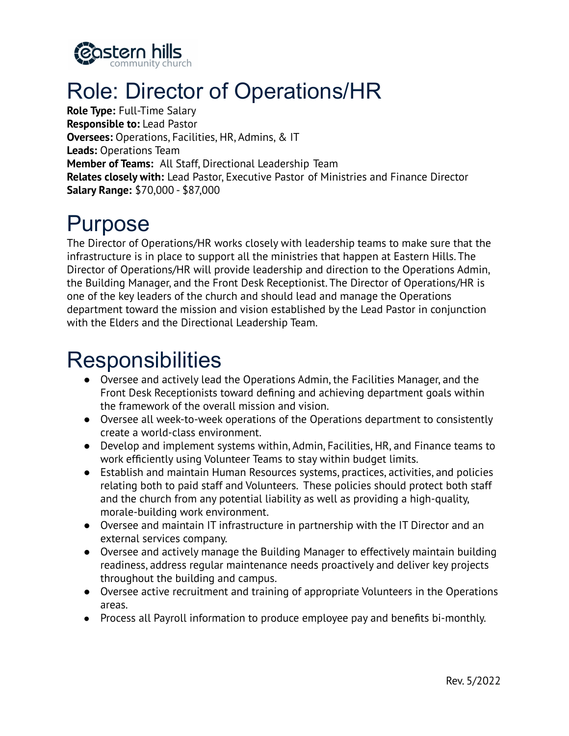eastern hills
community church

# Role: Director of Operations/HR

**Role Type:** Full-Time Salary
**Responsible to:** Lead Pastor
**Oversees:** Operations, Facilities, HR, Admins, & IT
**Leads:** Operations Team
**Member of Teams:** All Staff, Directional Leadership Team
**Relates closely with:** Lead Pastor, Executive Pastor of Ministries and Finance Director
**Salary Range:** $70,000 - $87,000

# Purpose

The Director of Operations/HR works closely with leadership teams to make sure that the infrastructure is in place to support all the ministries that happen at Eastern Hills. The Director of Operations/HR will provide leadership and direction to the Operations Admin, the Building Manager, and the Front Desk Receptionist. The Director of Operations/HR is one of the key leaders of the church and should lead and manage the Operations department toward the mission and vision established by the Lead Pastor in conjunction with the Elders and the Directional Leadership Team.

# Responsibilities

- Oversee and actively lead the Operations Admin, the Facilities Manager, and the Front Desk Receptionists toward defining and achieving department goals within the framework of the overall mission and vision.
- Oversee all week-to-week operations of the Operations department to consistently create a world-class environment.
- Develop and implement systems within, Admin, Facilities, HR, and Finance teams to work efficiently using Volunteer Teams to stay within budget limits.
- Establish and maintain Human Resources systems, practices, activities, and policies relating both to paid staff and Volunteers. These policies should protect both staff and the church from any potential liability as well as providing a high-quality, morale-building work environment.
- Oversee and maintain IT infrastructure in partnership with the IT Director and an external services company.
- Oversee and actively manage the Building Manager to effectively maintain building readiness, address regular maintenance needs proactively and deliver key projects throughout the building and campus.
- Oversee active recruitment and training of appropriate Volunteers in the Operations areas.
- Process all Payroll information to produce employee pay and benefits bi-monthly.

Rev. 5/2022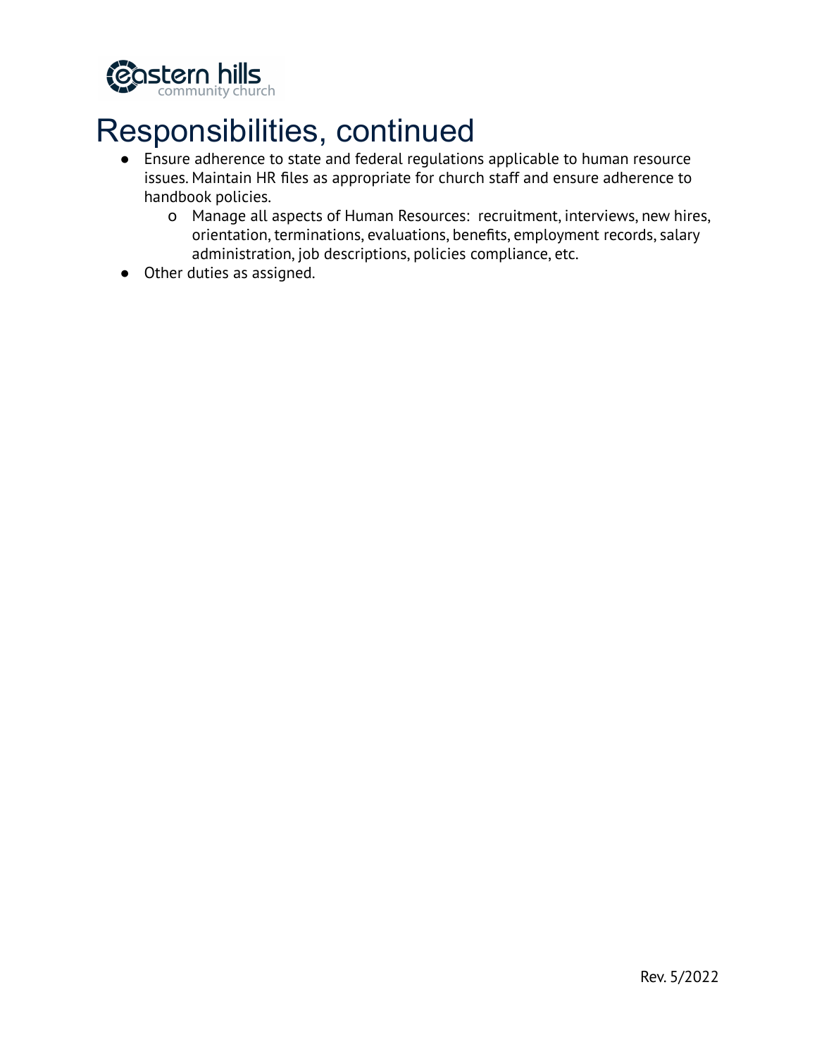# Responsibilities, continued

- Ensure adherence to state and federal regulations applicable to human resource issues. Maintain HR files as appropriate for church staff and ensure adherence to handbook policies.
  - Manage all aspects of Human Resources: recruitment, interviews, new hires, orientation, terminations, evaluations, benefits, employment records, salary administration, job descriptions, policies compliance, etc.
- Other duties as assigned.

Rev. 5/2022